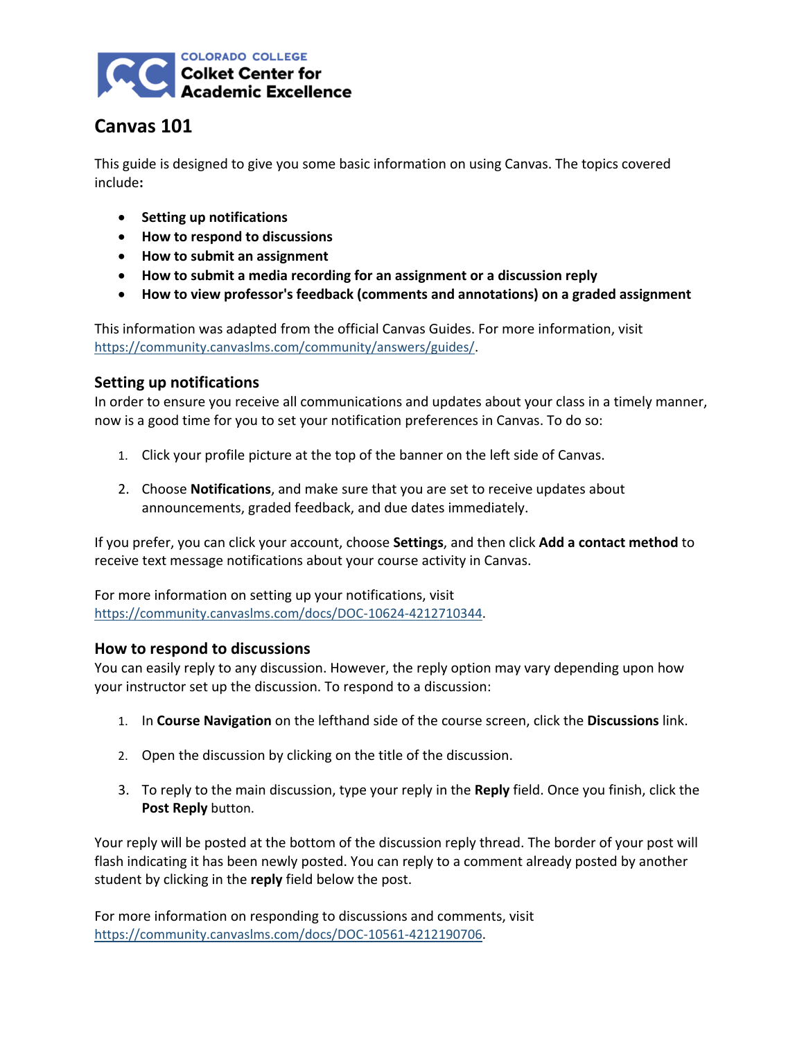COLORADO COLLEGE
**Colket Center for Academic Excellence**

# Canvas 101

This guide is designed to give you some basic information on using Canvas. The topics covered include**:**

- **Setting up notifications**
- **How to respond to discussions**
- **How to submit an assignment**
- **How to submit a media recording for an assignment or a discussion reply**
- **How to view professor's feedback (comments and annotations) on a graded assignment**

This information was adapted from the official Canvas Guides. For more information, visit https://community.canvaslms.com/community/answers/guides/.

## Setting up notifications

In order to ensure you receive all communications and updates about your class in a timely manner, now is a good time for you to set your notification preferences in Canvas. To do so:

1. Click your profile picture at the top of the banner on the left side of Canvas.
2. Choose **Notifications**, and make sure that you are set to receive updates about announcements, graded feedback, and due dates immediately.

If you prefer, you can click your account, choose **Settings**, and then click **Add a contact method** to receive text message notifications about your course activity in Canvas.

For more information on setting up your notifications, visit https://community.canvaslms.com/docs/DOC-10624-4212710344.

## How to respond to discussions

You can easily reply to any discussion. However, the reply option may vary depending upon how your instructor set up the discussion. To respond to a discussion:

1. In **Course Navigation** on the lefthand side of the course screen, click the **Discussions** link.
2. Open the discussion by clicking on the title of the discussion.
3. To reply to the main discussion, type your reply in the **Reply** field. Once you finish, click the **Post Reply** button.

Your reply will be posted at the bottom of the discussion reply thread. The border of your post will flash indicating it has been newly posted. You can reply to a comment already posted by another student by clicking in the **reply** field below the post.

For more information on responding to discussions and comments, visit https://community.canvaslms.com/docs/DOC-10561-4212190706.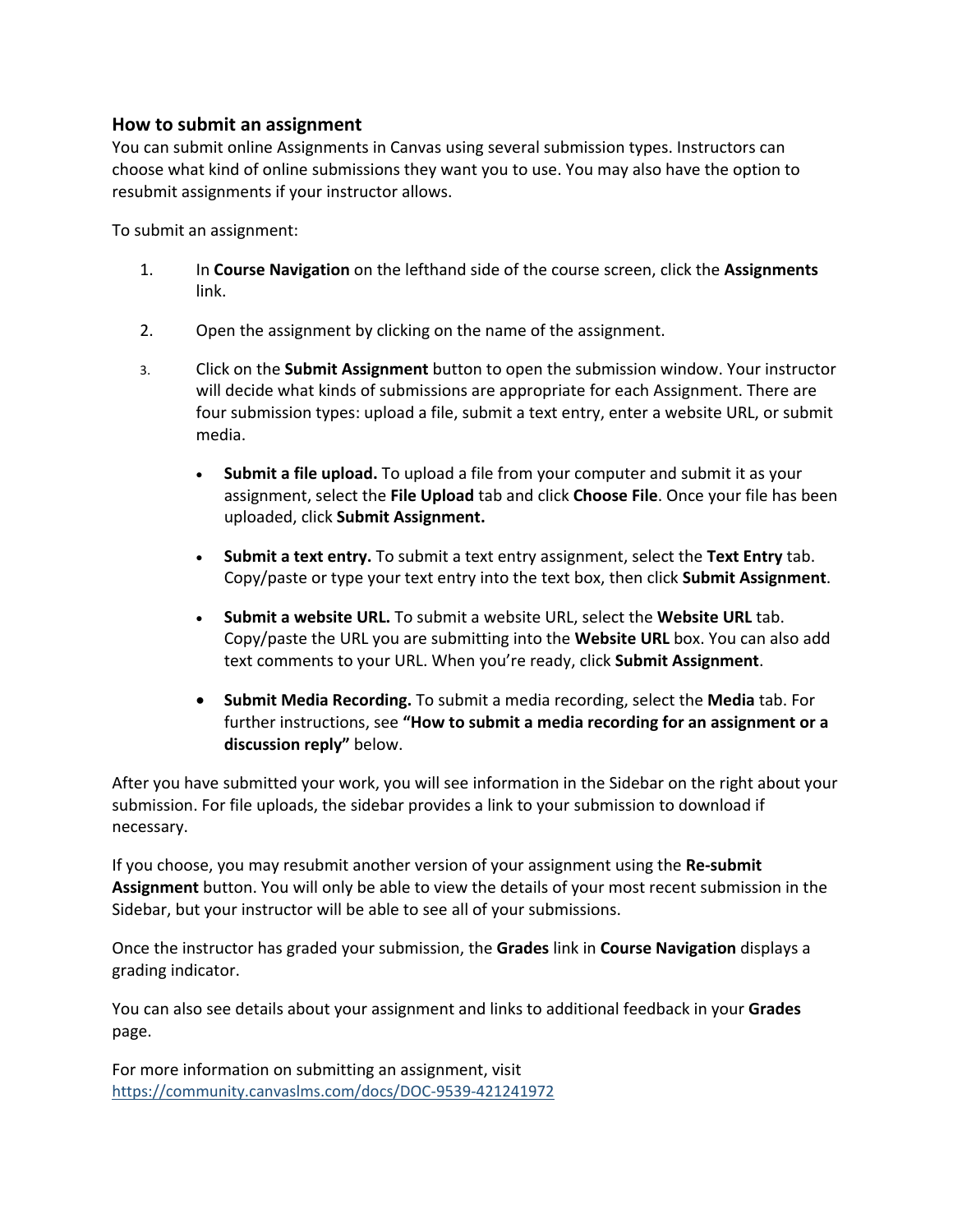## How to submit an assignment

You can submit online Assignments in Canvas using several submission types. Instructors can choose what kind of online submissions they want you to use. You may also have the option to resubmit assignments if your instructor allows.

To submit an assignment:

1. In **Course Navigation** on the lefthand side of the course screen, click the **Assignments** link.

2. Open the assignment by clicking on the name of the assignment.

3. Click on the **Submit Assignment** button to open the submission window. Your instructor will decide what kinds of submissions are appropriate for each Assignment. There are four submission types: upload a file, submit a text entry, enter a website URL, or submit media.

    - **Submit a file upload.** To upload a file from your computer and submit it as your assignment, select the **File Upload** tab and click **Choose File**. Once your file has been uploaded, click **Submit Assignment.**

    - **Submit a text entry.** To submit a text entry assignment, select the **Text Entry** tab. Copy/paste or type your text entry into the text box, then click **Submit Assignment**.

    - **Submit a website URL.** To submit a website URL, select the **Website URL** tab. Copy/paste the URL you are submitting into the **Website URL** box. You can also add text comments to your URL. When you're ready, click **Submit Assignment**.

    - **Submit Media Recording.** To submit a media recording, select the **Media** tab. For further instructions, see **"How to submit a media recording for an assignment or a discussion reply"** below.

After you have submitted your work, you will see information in the Sidebar on the right about your submission. For file uploads, the sidebar provides a link to your submission to download if necessary.

If you choose, you may resubmit another version of your assignment using the **Re-submit Assignment** button. You will only be able to view the details of your most recent submission in the Sidebar, but your instructor will be able to see all of your submissions.

Once the instructor has graded your submission, the **Grades** link in **Course Navigation** displays a grading indicator.

You can also see details about your assignment and links to additional feedback in your **Grades** page.

For more information on submitting an assignment, visit https://community.canvaslms.com/docs/DOC-9539-421241972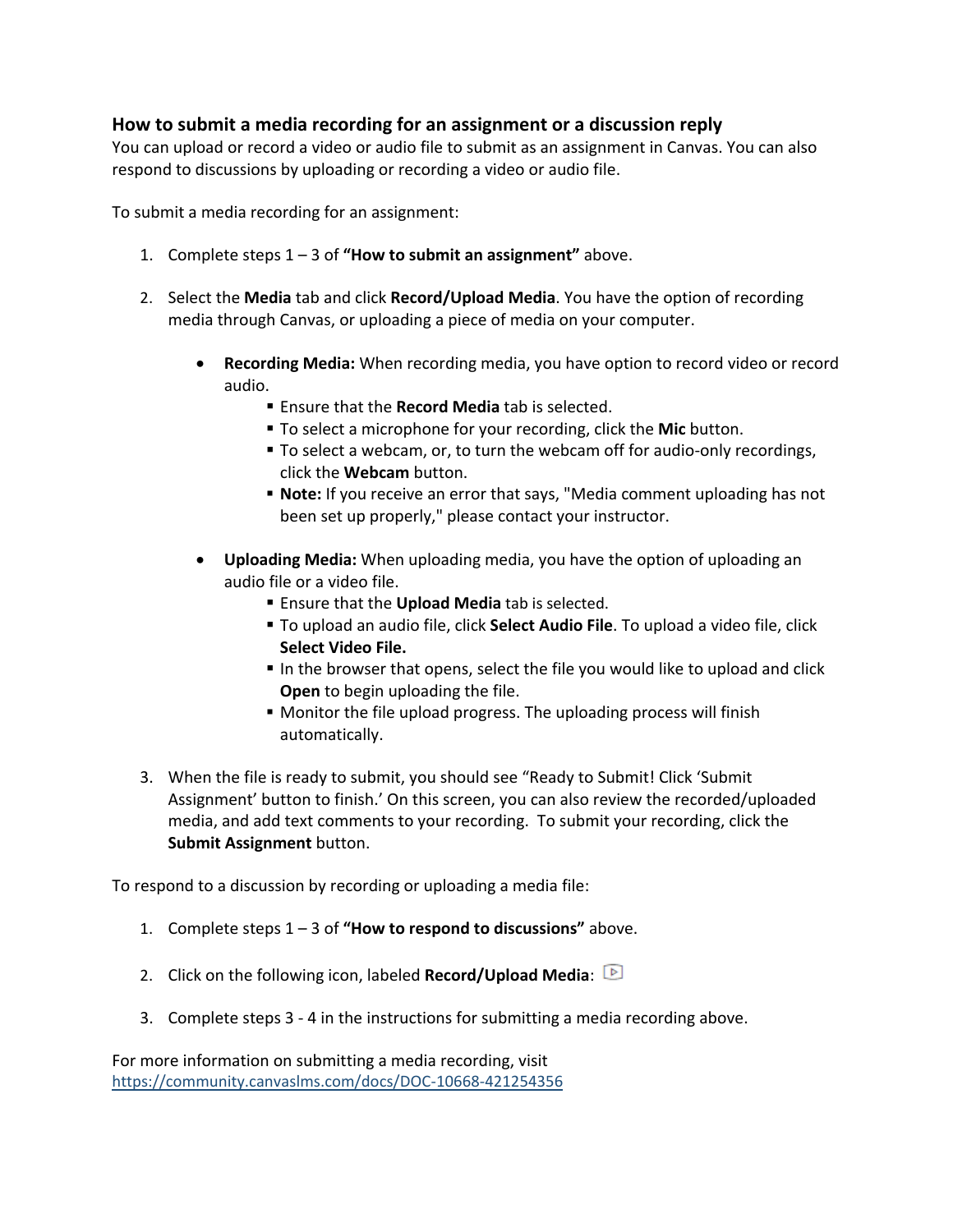### How to submit a media recording for an assignment or a discussion reply

You can upload or record a video or audio file to submit as an assignment in Canvas. You can also respond to discussions by uploading or recording a video or audio file.

To submit a media recording for an assignment:

1. Complete steps 1 – 3 of **"How to submit an assignment"** above.

2. Select the **Media** tab and click **Record/Upload Media**. You have the option of recording media through Canvas, or uploading a piece of media on your computer.

   - **Recording Media:** When recording media, you have option to record video or record audio.
     - Ensure that the **Record Media** tab is selected.
     - To select a microphone for your recording, click the **Mic** button.
     - To select a webcam, or, to turn the webcam off for audio-only recordings, click the **Webcam** button.
     - **Note:** If you receive an error that says, "Media comment uploading has not been set up properly," please contact your instructor.

   - **Uploading Media:** When uploading media, you have the option of uploading an audio file or a video file.
     - Ensure that the **Upload Media** tab is selected.
     - To upload an audio file, click **Select Audio File**. To upload a video file, click **Select Video File.**
     - In the browser that opens, select the file you would like to upload and click **Open** to begin uploading the file.
     - Monitor the file upload progress. The uploading process will finish automatically.

3. When the file is ready to submit, you should see "Ready to Submit! Click 'Submit Assignment' button to finish.' On this screen, you can also review the recorded/uploaded media, and add text comments to your recording. To submit your recording, click the **Submit Assignment** button.

To respond to a discussion by recording or uploading a media file:

1. Complete steps 1 – 3 of **"How to respond to discussions"** above.

2. Click on the following icon, labeled **Record/Upload Media**:

3. Complete steps 3 - 4 in the instructions for submitting a media recording above.

For more information on submitting a media recording, visit https://community.canvaslms.com/docs/DOC-10668-421254356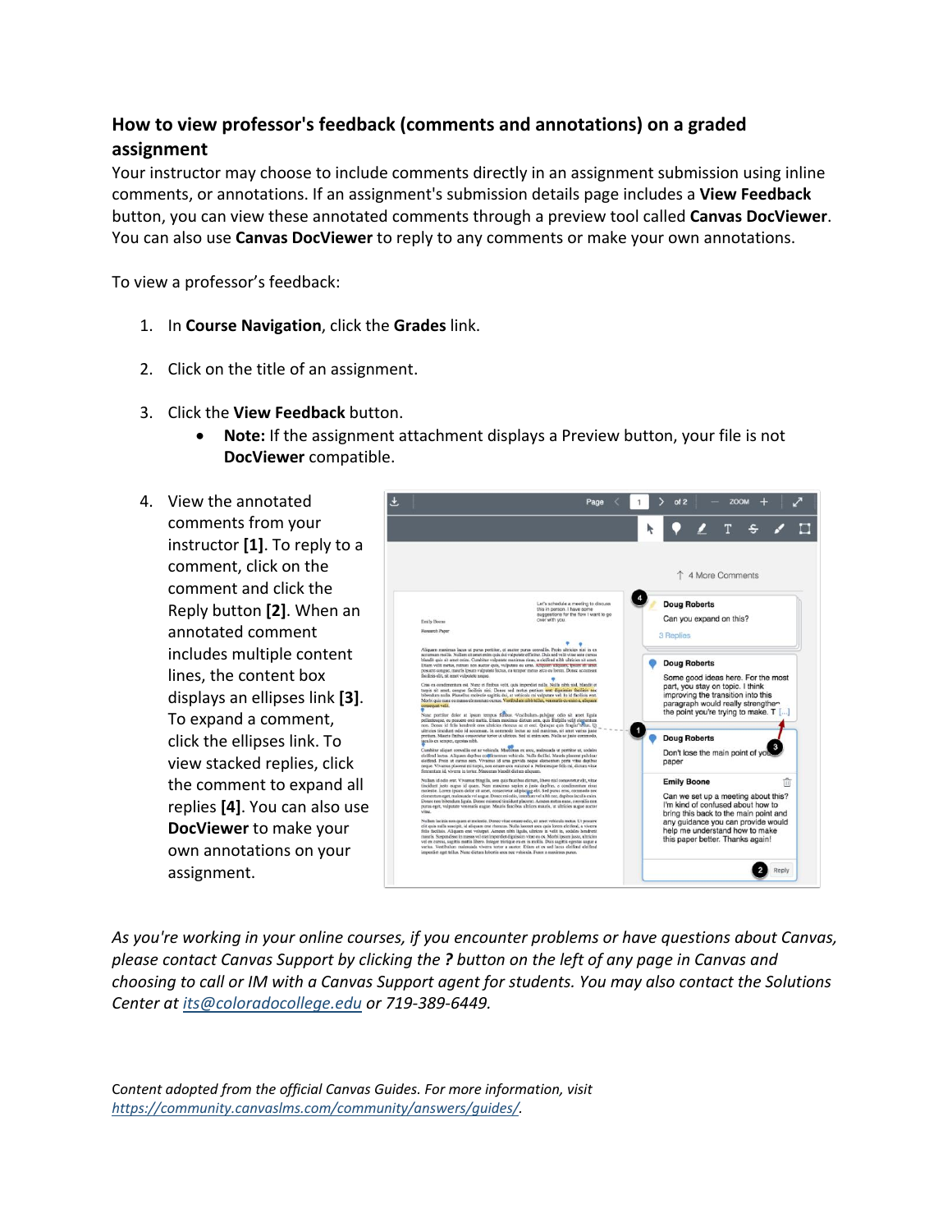**How to view professor's feedback (comments and annotations) on a graded assignment**

Your instructor may choose to include comments directly in an assignment submission using inline comments, or annotations. If an assignment's submission details page includes a **View Feedback** button, you can view these annotated comments through a preview tool called **Canvas DocViewer**. You can also use **Canvas DocViewer** to reply to any comments or make your own annotations.

To view a professor's feedback:

1. In **Course Navigation**, click the **Grades** link.
2. Click on the title of an assignment.
3. Click the **View Feedback** button.
   - **Note:** If the assignment attachment displays a Preview button, your file is not **DocViewer** compatible.
4. View the annotated comments from your instructor **[1]**. To reply to a comment, click on the comment and click the Reply button **[2]**. When an annotated comment includes multiple content lines, the content box displays an ellipses link **[3]**. To expand a comment, click the ellipses link. To view stacked replies, click the comment to expand all replies **[4]**. You can also use **DocViewer** to make your own annotations on your assignment.

*As you're working in your online courses, if you encounter problems or have questions about Canvas, please contact Canvas Support by clicking the* ***?*** *button on the left of any page in Canvas and choosing to call or IM with a Canvas Support agent for students. You may also contact the Solutions Center at* *its@coloradocollege.edu* *or 719-389-6449.*

*Content adopted from the official Canvas Guides. For more information, visit* *https://community.canvaslms.com/community/answers/guides/*.